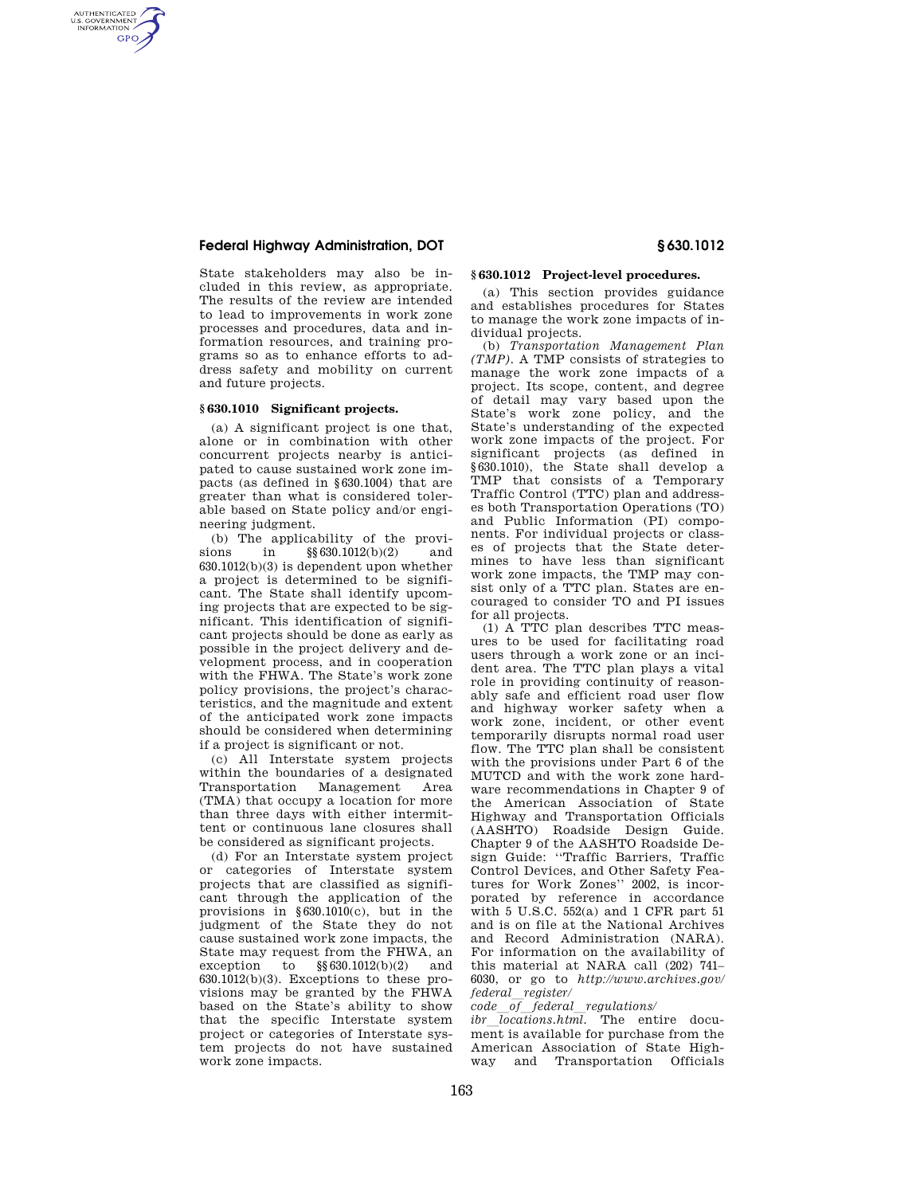State stakeholders may also be included in this review, as appropriate. The results of the review are intended to lead to improvements in work zone processes and procedures, data and information resources, and training programs so as to enhance efforts to address safety and mobility on current and future projects.

## § 630.1010 Significant projects.

(a) A significant project is one that, alone or in combination with other concurrent projects nearby is anticipated to cause sustained work zone impacts (as defined in § 630.1004) that are greater than what is considered tolerable based on State policy and/or engineering judgment.

(b) The applicability of the provisions in §§ 630.1012(b)(2) and 630.1012(b)(3) is dependent upon whether a project is determined to be significant. The State shall identify upcoming projects that are expected to be significant. This identification of significant projects should be done as early as possible in the project delivery and development process, and in cooperation with the FHWA. The State's work zone policy provisions, the project's characteristics, and the magnitude and extent of the anticipated work zone impacts should be considered when determining if a project is significant or not.

(c) All Interstate system projects within the boundaries of a designated Transportation Management Area (TMA) that occupy a location for more than three days with either intermittent or continuous lane closures shall be considered as significant projects.

(d) For an Interstate system project or categories of Interstate system projects that are classified as significant through the application of the provisions in § 630.1010(c), but in the judgment of the State they do not cause sustained work zone impacts, the State may request from the FHWA, an exception to §§ 630.1012(b)(2) and 630.1012(b)(3). Exceptions to these provisions may be granted by the FHWA based on the State's ability to show that the specific Interstate system project or categories of Interstate system projects do not have sustained work zone impacts.

## § 630.1012 Project-level procedures.

(a) This section provides guidance and establishes procedures for States to manage the work zone impacts of individual projects.

(b) *Transportation Management Plan (TMP).* A TMP consists of strategies to manage the work zone impacts of a project. Its scope, content, and degree of detail may vary based upon the State's work zone policy, and the State's understanding of the expected work zone impacts of the project. For significant projects (as defined in § 630.1010), the State shall develop a TMP that consists of a Temporary Traffic Control (TTC) plan and addresses both Transportation Operations (TO) and Public Information (PI) components. For individual projects or classes of projects that the State determines to have less than significant work zone impacts, the TMP may consist only of a TTC plan. States are encouraged to consider TO and PI issues for all projects.

(1) A TTC plan describes TTC measures to be used for facilitating road users through a work zone or an incident area. The TTC plan plays a vital role in providing continuity of reasonably safe and efficient road user flow and highway worker safety when a work zone, incident, or other event temporarily disrupts normal road user flow. The TTC plan shall be consistent with the provisions under Part 6 of the MUTCD and with the work zone hardware recommendations in Chapter 9 of the American Association of State Highway and Transportation Officials (AASHTO) Roadside Design Guide. Chapter 9 of the AASHTO Roadside Design Guide: ''Traffic Barriers, Traffic Control Devices, and Other Safety Features for Work Zones'' 2002, is incorporated by reference in accordance with 5 U.S.C. 552(a) and 1 CFR part 51 and is on file at the National Archives and Record Administration (NARA). For information on the availability of this material at NARA call (202) 741–6030, or go to *http://www.archives.gov/federal_register/code_of_federal_regulations/ibr_locations.html.* The entire document is available for purchase from the American Association of State Highway and Transportation Officials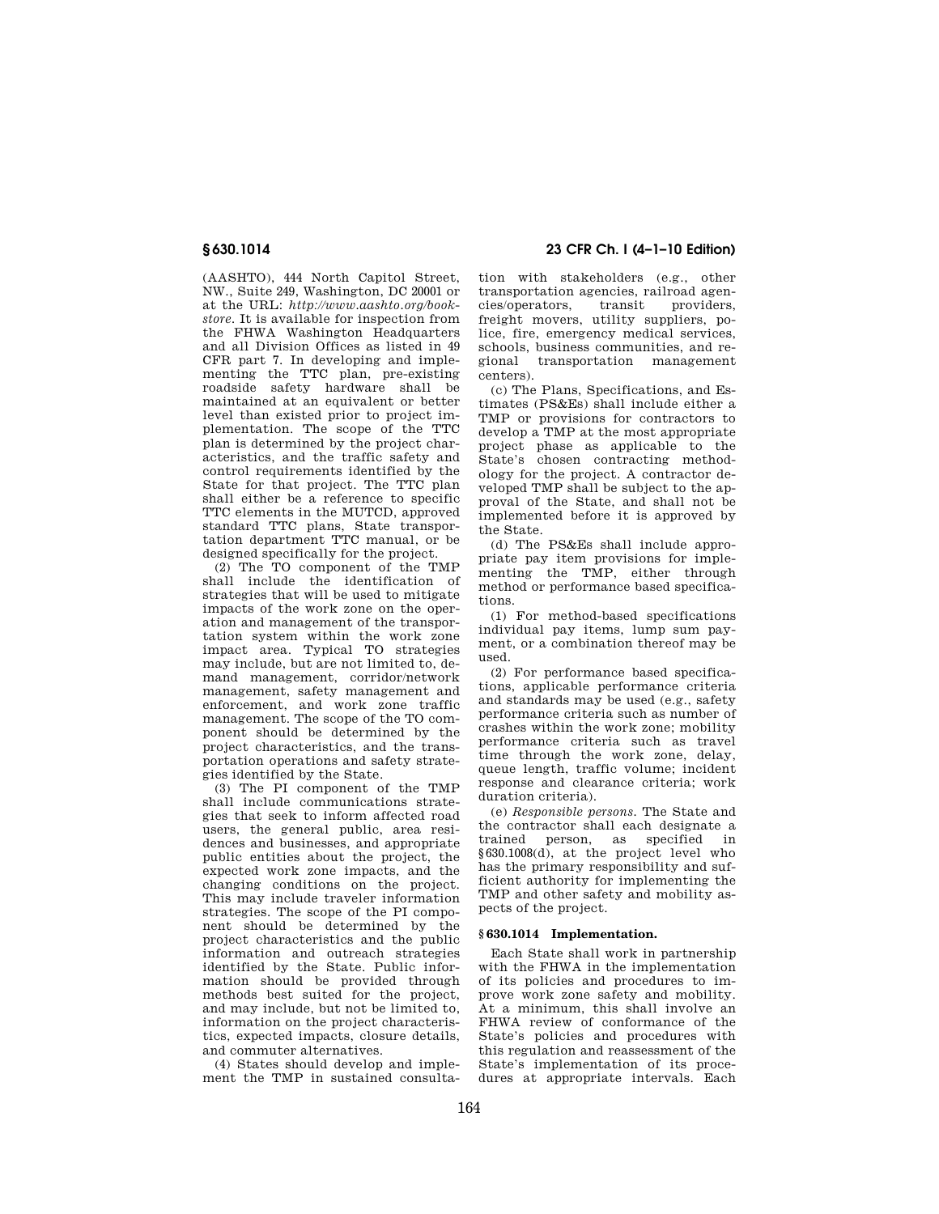(AASHTO), 444 North Capitol Street, NW., Suite 249, Washington, DC 20001 or at the URL: *http://www.aashto.org/bookstore*. It is available for inspection from the FHWA Washington Headquarters and all Division Offices as listed in 49 CFR part 7. In developing and implementing the TTC plan, pre-existing roadside safety hardware shall be maintained at an equivalent or better level than existed prior to project implementation. The scope of the TTC plan is determined by the project characteristics, and the traffic safety and control requirements identified by the State for that project. The TTC plan shall either be a reference to specific TTC elements in the MUTCD, approved standard TTC plans, State transportation department TTC manual, or be designed specifically for the project.

(2) The TO component of the TMP shall include the identification of strategies that will be used to mitigate impacts of the work zone on the operation and management of the transportation system within the work zone impact area. Typical TO strategies may include, but are not limited to, demand management, corridor/network management, safety management and enforcement, and work zone traffic management. The scope of the TO component should be determined by the project characteristics, and the transportation operations and safety strategies identified by the State.

(3) The PI component of the TMP shall include communications strategies that seek to inform affected road users, the general public, area residences and businesses, and appropriate public entities about the project, the expected work zone impacts, and the changing conditions on the project. This may include traveler information strategies. The scope of the PI component should be determined by the project characteristics and the public information and outreach strategies identified by the State. Public information should be provided through methods best suited for the project, and may include, but not be limited to, information on the project characteristics, expected impacts, closure details, and commuter alternatives.

(4) States should develop and implement the TMP in sustained consultation with stakeholders (e.g., other transportation agencies, railroad agencies/operators, transit providers, freight movers, utility suppliers, police, fire, emergency medical services, schools, business communities, and regional transportation management centers).

(c) The Plans, Specifications, and Estimates (PS&Es) shall include either a TMP or provisions for contractors to develop a TMP at the most appropriate project phase as applicable to the State's chosen contracting methodology for the project. A contractor developed TMP shall be subject to the approval of the State, and shall not be implemented before it is approved by the State.

(d) The PS&Es shall include appropriate pay item provisions for implementing the TMP, either through method or performance based specifications.

(1) For method-based specifications individual pay items, lump sum payment, or a combination thereof may be used.

(2) For performance based specifications, applicable performance criteria and standards may be used (e.g., safety performance criteria such as number of crashes within the work zone; mobility performance criteria such as travel time through the work zone, delay, queue length, traffic volume; incident response and clearance criteria; work duration criteria).

(e) *Responsible persons*. The State and the contractor shall each designate a trained person, as specified in §630.1008(d), at the project level who has the primary responsibility and sufficient authority for implementing the TMP and other safety and mobility aspects of the project.

### §630.1014 Implementation.

Each State shall work in partnership with the FHWA in the implementation of its policies and procedures to improve work zone safety and mobility. At a minimum, this shall involve an FHWA review of conformance of the State's policies and procedures with this regulation and reassessment of the State's implementation of its procedures at appropriate intervals. Each